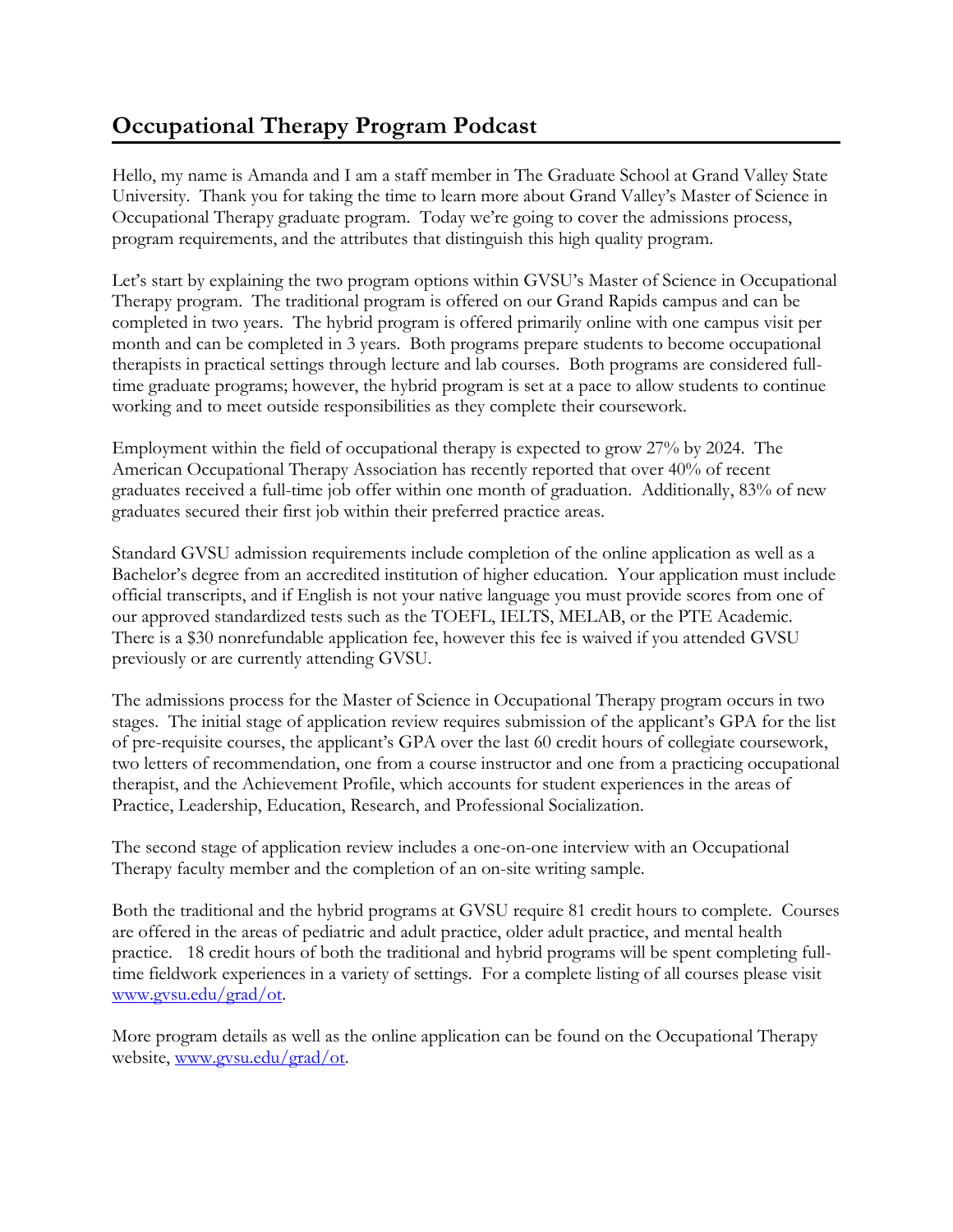## Occupational Therapy Program Podcast

Hello, my name is Amanda and I am a staff member in The Graduate School at Grand Valley State University. Thank you for taking the time to learn more about Grand Valley's Master of Science in Occupational Therapy graduate program. Today we're going to cover the admissions process, program requirements, and the attributes that distinguish this high quality program.

Let's start by explaining the two program options within GVSU's Master of Science in Occupational Therapy program. The traditional program is offered on our Grand Rapids campus and can be completed in two years. The hybrid program is offered primarily online with one campus visit per month and can be completed in 3 years. Both programs prepare students to become occupational therapists in practical settings through lecture and lab courses. Both programs are considered full-time graduate programs; however, the hybrid program is set at a pace to allow students to continue working and to meet outside responsibilities as they complete their coursework.

Employment within the field of occupational therapy is expected to grow 27% by 2024. The American Occupational Therapy Association has recently reported that over 40% of recent graduates received a full-time job offer within one month of graduation. Additionally, 83% of new graduates secured their first job within their preferred practice areas.

Standard GVSU admission requirements include completion of the online application as well as a Bachelor's degree from an accredited institution of higher education. Your application must include official transcripts, and if English is not your native language you must provide scores from one of our approved standardized tests such as the TOEFL, IELTS, MELAB, or the PTE Academic. There is a $30 nonrefundable application fee, however this fee is waived if you attended GVSU previously or are currently attending GVSU.

The admissions process for the Master of Science in Occupational Therapy program occurs in two stages. The initial stage of application review requires submission of the applicant's GPA for the list of pre-requisite courses, the applicant's GPA over the last 60 credit hours of collegiate coursework, two letters of recommendation, one from a course instructor and one from a practicing occupational therapist, and the Achievement Profile, which accounts for student experiences in the areas of Practice, Leadership, Education, Research, and Professional Socialization.

The second stage of application review includes a one-on-one interview with an Occupational Therapy faculty member and the completion of an on-site writing sample.

Both the traditional and the hybrid programs at GVSU require 81 credit hours to complete. Courses are offered in the areas of pediatric and adult practice, older adult practice, and mental health practice. 18 credit hours of both the traditional and hybrid programs will be spent completing full-time fieldwork experiences in a variety of settings. For a complete listing of all courses please visit [www.gvsu.edu/grad/ot](http://www.gvsu.edu/grad/ot).

More program details as well as the online application can be found on the Occupational Therapy website, [www.gvsu.edu/grad/ot](http://www.gvsu.edu/grad/ot).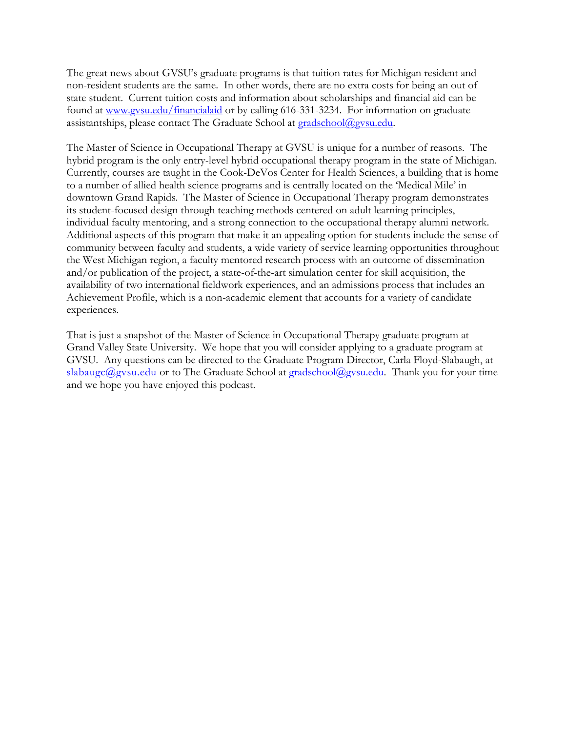The great news about GVSU's graduate programs is that tuition rates for Michigan resident and non-resident students are the same. In other words, there are no extra costs for being an out of state student. Current tuition costs and information about scholarships and financial aid can be found at [www.gvsu.edu/financialaid](http://www.gvsu.edu/financialaid) or by calling 616-331-3234. For information on graduate assistantships, please contact The Graduate School at [gradschool@gvsu.edu](mailto:gradschool@gvsu.edu).

The Master of Science in Occupational Therapy at GVSU is unique for a number of reasons. The hybrid program is the only entry-level hybrid occupational therapy program in the state of Michigan. Currently, courses are taught in the Cook-DeVos Center for Health Sciences, a building that is home to a number of allied health science programs and is centrally located on the 'Medical Mile' in downtown Grand Rapids. The Master of Science in Occupational Therapy program demonstrates its student-focused design through teaching methods centered on adult learning principles, individual faculty mentoring, and a strong connection to the occupational therapy alumni network. Additional aspects of this program that make it an appealing option for students include the sense of community between faculty and students, a wide variety of service learning opportunities throughout the West Michigan region, a faculty mentored research process with an outcome of dissemination and/or publication of the project, a state-of-the-art simulation center for skill acquisition, the availability of two international fieldwork experiences, and an admissions process that includes an Achievement Profile, which is a non-academic element that accounts for a variety of candidate experiences.

That is just a snapshot of the Master of Science in Occupational Therapy graduate program at Grand Valley State University. We hope that you will consider applying to a graduate program at GVSU. Any questions can be directed to the Graduate Program Director, Carla Floyd-Slabaugh, at [slabaugc@gvsu.edu](mailto:slabaugc@gvsu.edu) or to The Graduate School at gradschool@gvsu.edu. Thank you for your time and we hope you have enjoyed this podcast.